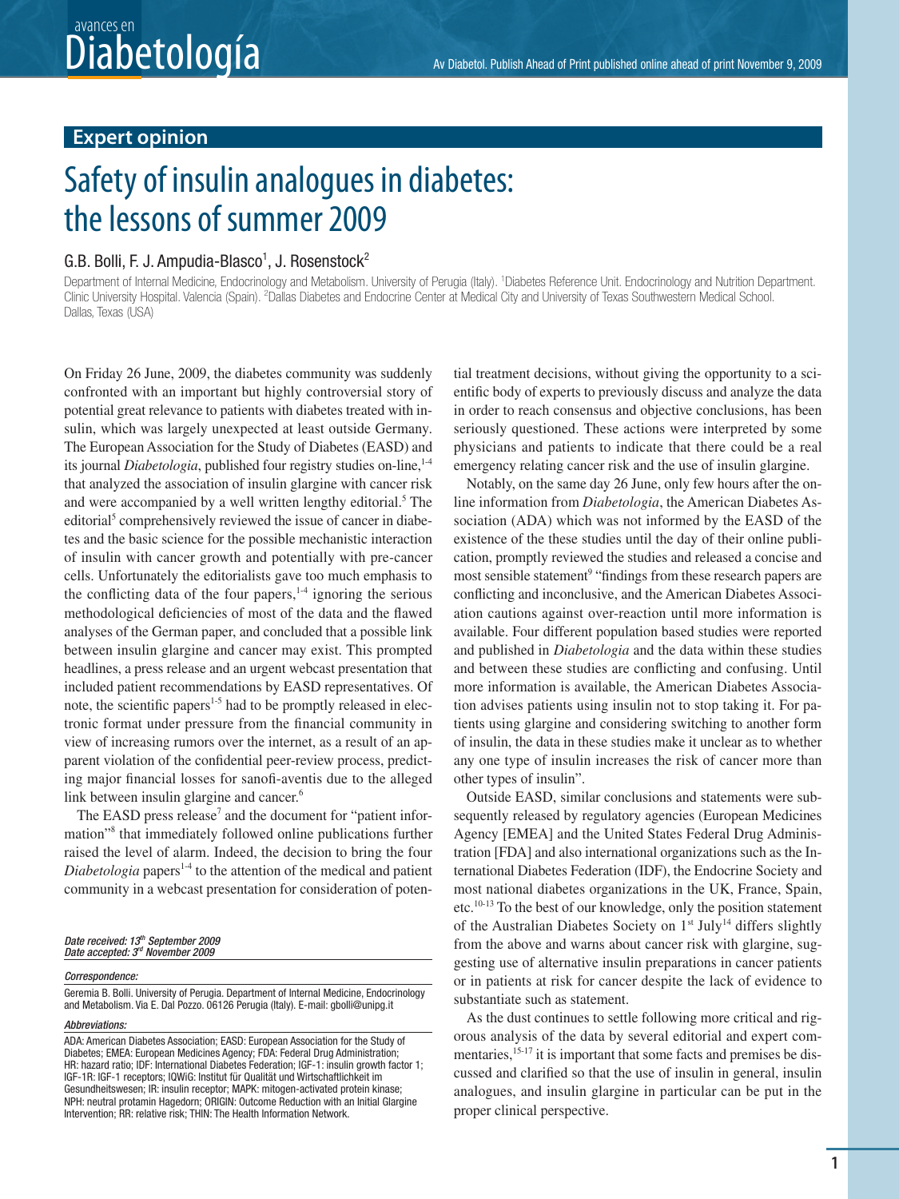Expert opinion

# Safety of insulin analogues in diabetes: the lessons of summer 2009

G.B. Bolli, F. J. Ampudia-Blasco[1], J. Rosenstock[2]

Department of Internal Medicine, Endocrinology and Metabolism. University of Perugia (Italy). [1]Diabetes Reference Unit. Endocrinology and Nutrition Department. Clinic University Hospital. Valencia (Spain). [2]Dallas Diabetes and Endocrine Center at Medical City and University of Texas Southwestern Medical School. Dallas, Texas (USA)

On Friday 26 June, 2009, the diabetes community was suddenly confronted with an important but highly controversial story of potential great relevance to patients with diabetes treated with insulin, which was largely unexpected at least outside Germany. The European Association for the Study of Diabetes (EASD) and its journal *Diabetologia*, published four registry studies on-line,[1-4] that analyzed the association of insulin glargine with cancer risk and were accompanied by a well written lengthy editorial.[5] The editorial[5] comprehensively reviewed the issue of cancer in diabetes and the basic science for the possible mechanistic interaction of insulin with cancer growth and potentially with pre-cancer cells. Unfortunately the editorialists gave too much emphasis to the conflicting data of the four papers,[1-4] ignoring the serious methodological deficiencies of most of the data and the flawed analyses of the German paper, and concluded that a possible link between insulin glargine and cancer may exist. This prompted headlines, a press release and an urgent webcast presentation that included patient recommendations by EASD representatives. Of note, the scientific papers[1-5] had to be promptly released in electronic format under pressure from the financial community in view of increasing rumors over the internet, as a result of an apparent violation of the confidential peer-review process, predicting major financial losses for sanofi-aventis due to the alleged link between insulin glargine and cancer.[6]

The EASD press release[7] and the document for "patient information"[8] that immediately followed online publications further raised the level of alarm. Indeed, the decision to bring the four *Diabetologia* papers[1-4] to the attention of the medical and patient community in a webcast presentation for consideration of potential treatment decisions, without giving the opportunity to a scientific body of experts to previously discuss and analyze the data in order to reach consensus and objective conclusions, has been seriously questioned. These actions were interpreted by some physicians and patients to indicate that there could be a real emergency relating cancer risk and the use of insulin glargine.

Notably, on the same day 26 June, only few hours after the online information from *Diabetologia*, the American Diabetes Association (ADA) which was not informed by the EASD of the existence of the these studies until the day of their online publication, promptly reviewed the studies and released a concise and most sensible statement[9] "findings from these research papers are conflicting and inconclusive, and the American Diabetes Association cautions against over-reaction until more information is available. Four different population based studies were reported and published in *Diabetologia* and the data within these studies and between these studies are conflicting and confusing. Until more information is available, the American Diabetes Association advises patients using insulin not to stop taking it. For patients using glargine and considering switching to another form of insulin, the data in these studies make it unclear as to whether any one type of insulin increases the risk of cancer more than other types of insulin".

Outside EASD, similar conclusions and statements were subsequently released by regulatory agencies (European Medicines Agency [EMEA] and the United States Federal Drug Administration [FDA] and also international organizations such as the International Diabetes Federation (IDF), the Endocrine Society and most national diabetes organizations in the UK, France, Spain, etc.[10-13] To the best of our knowledge, only the position statement of the Australian Diabetes Society on 1st July[14] differs slightly from the above and warns about cancer risk with glargine, suggesting use of alternative insulin preparations in cancer patients or in patients at risk for cancer despite the lack of evidence to substantiate such as statement.

As the dust continues to settle following more critical and rigorous analysis of the data by several editorial and expert commentaries,[15-17] it is important that some facts and premises be discussed and clarified so that the use of insulin in general, insulin analogues, and insulin glargine in particular can be put in the proper clinical perspective.

*Date received: 13th September 2009*
*Date accepted: 3rd November 2009*

*Correspondence:*

Geremia B. Bolli. University of Perugia. Department of Internal Medicine, Endocrinology and Metabolism. Via E. Dal Pozzo. 06126 Perugia (Italy). E-mail: gbolli@unipg.it

*Abbreviations:*

ADA: American Diabetes Association; EASD: European Association for the Study of Diabetes; EMEA: European Medicines Agency; FDA: Federal Drug Administration; HR: hazard ratio; IDF: International Diabetes Federation; IGF-1: insulin growth factor 1; IGF-1R: IGF-1 receptors; IQWiG: Institut für Qualität und Wirtschaftlichkeit im Gesundheitswesen; IR: insulin receptor; MAPK: mitogen-activated protein kinase; NPH: neutral protamin Hagedorn; ORIGIN: Outcome Reduction with an Initial Glargine Intervention; RR: relative risk; THIN: The Health Information Network.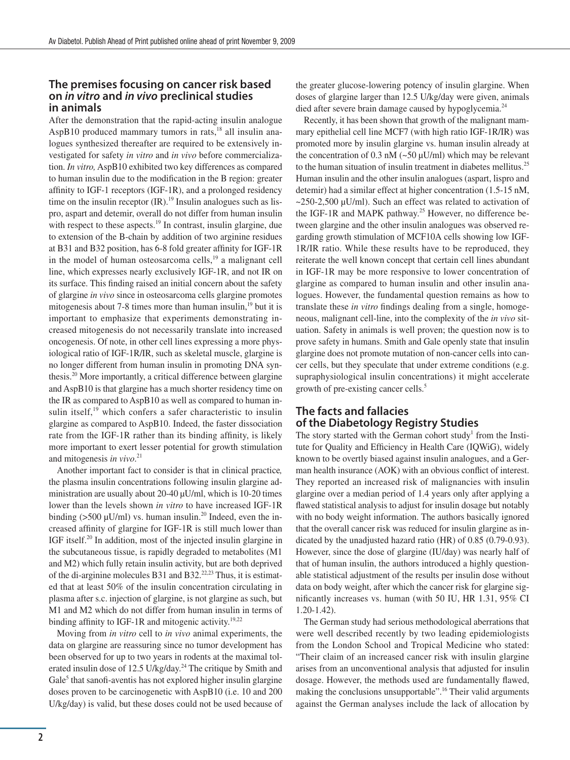## The premises focusing on cancer risk based on *in vitro* and *in vivo* preclinical studies in animals

After the demonstration that the rapid-acting insulin analogue AspB10 produced mammary tumors in rats,[18] all insulin analogues synthesized thereafter are required to be extensively investigated for safety *in vitro* and *in vivo* before commercialization. *In vitro,* AspB10 exhibited two key differences as compared to human insulin due to the modification in the B region: greater affinity to IGF-1 receptors (IGF-1R), and a prolonged residency time on the insulin receptor (IR).[19] Insulin analogues such as lispro, aspart and detemir, overall do not differ from human insulin with respect to these aspects.[19] In contrast, insulin glargine, due to extension of the B-chain by addition of two arginine residues at B31 and B32 position, has 6-8 fold greater affinity for IGF-1R in the model of human osteosarcoma cells,[19] a malignant cell line, which expresses nearly exclusively IGF-1R, and not IR on its surface. This finding raised an initial concern about the safety of glargine *in vivo* since in osteosarcoma cells glargine promotes mitogenesis about 7-8 times more than human insulin,[19] but it is important to emphasize that experiments demonstrating increased mitogenesis do not necessarily translate into increased oncogenesis. Of note, in other cell lines expressing a more physiological ratio of IGF-1R/IR, such as skeletal muscle, glargine is no longer different from human insulin in promoting DNA synthesis.[20] More importantly, a critical difference between glargine and AspB10 is that glargine has a much shorter residency time on the IR as compared to AspB10 as well as compared to human insulin itself,[19] which confers a safer characteristic to insulin glargine as compared to AspB10. Indeed, the faster dissociation rate from the IGF-1R rather than its binding affinity, is likely more important to exert lesser potential for growth stimulation and mitogenesis *in vivo*.[21]

Another important fact to consider is that in clinical practice*,* the plasma insulin concentrations following insulin glargine administration are usually about 20-40 μU/ml, which is 10-20 times lower than the levels shown *in vitro* to have increased IGF-1R binding (>500 μU/ml) vs. human insulin.[20] Indeed, even the increased affinity of glargine for IGF-1R is still much lower than IGF itself.[20] In addition, most of the injected insulin glargine in the subcutaneous tissue, is rapidly degraded to metabolites (M1 and M2) which fully retain insulin activity, but are both deprived of the di-arginine molecules B31 and B32.[22,23] Thus, it is estimated that at least 50% of the insulin concentration circulating in plasma after s.c. injection of glargine, is not glargine as such, but M1 and M2 which do not differ from human insulin in terms of binding affinity to IGF-1R and mitogenic activity.[19,22]

Moving from *in vitro* cell to *in vivo* animal experiments, the data on glargine are reassuring since no tumor development has been observed for up to two years in rodents at the maximal tolerated insulin dose of 12.5 U/kg/day.[24] The critique by Smith and Gale[5] that sanofi-aventis has not explored higher insulin glargine doses proven to be carcinogenetic with AspB10 (i.e. 10 and 200 U/kg/day) is valid, but these doses could not be used because of the greater glucose-lowering potency of insulin glargine. When doses of glargine larger than 12.5 U/kg/day were given, animals died after severe brain damage caused by hypoglycemia.[24]

Recently, it has been shown that growth of the malignant mammary epithelial cell line MCF7 (with high ratio IGF-1R/IR) was promoted more by insulin glargine vs. human insulin already at the concentration of 0.3 nM (~50 μU/ml) which may be relevant to the human situation of insulin treatment in diabetes mellitus.[25] Human insulin and the other insulin analogues (aspart, lispro and detemir) had a similar effect at higher concentration (1.5-15 nM, ~250-2,500 μU/ml). Such an effect was related to activation of the IGF-1R and MAPK pathway.[25] However, no difference between glargine and the other insulin analogues was observed regarding growth stimulation of MCF10A cells showing low IGF-1R/IR ratio. While these results have to be reproduced, they reiterate the well known concept that certain cell lines abundant in IGF-1R may be more responsive to lower concentration of glargine as compared to human insulin and other insulin analogues. However, the fundamental question remains as how to translate these *in vitro* findings dealing from a single, homogeneous, malignant cell-line, into the complexity of the *in vivo* situation. Safety in animals is well proven; the question now is to prove safety in humans. Smith and Gale openly state that insulin glargine does not promote mutation of non-cancer cells into cancer cells, but they speculate that under extreme conditions (e.g. supraphysiological insulin concentrations) it might accelerate growth of pre-existing cancer cells.[5]

## The facts and fallacies of the Diabetology Registry Studies

The story started with the German cohort study[1] from the Institute for Quality and Efficiency in Health Care (IQWiG), widely known to be overtly biased against insulin analogues, and a German health insurance (AOK) with an obvious conflict of interest. They reported an increased risk of malignancies with insulin glargine over a median period of 1.4 years only after applying a flawed statistical analysis to adjust for insulin dosage but notably with no body weight information. The authors basically ignored that the overall cancer risk was reduced for insulin glargine as indicated by the unadjusted hazard ratio (HR) of 0.85 (0.79-0.93). However, since the dose of glargine (IU/day) was nearly half of that of human insulin, the authors introduced a highly questionable statistical adjustment of the results per insulin dose without data on body weight, after which the cancer risk for glargine significantly increases vs. human (with 50 IU, HR 1.31, 95% CI 1.20-1.42).

The German study had serious methodological aberrations that were well described recently by two leading epidemiologists from the London School and Tropical Medicine who stated: "Their claim of an increased cancer risk with insulin glargine arises from an unconventional analysis that adjusted for insulin dosage. However, the methods used are fundamentally flawed, making the conclusions unsupportable".[16] Their valid arguments against the German analyses include the lack of allocation by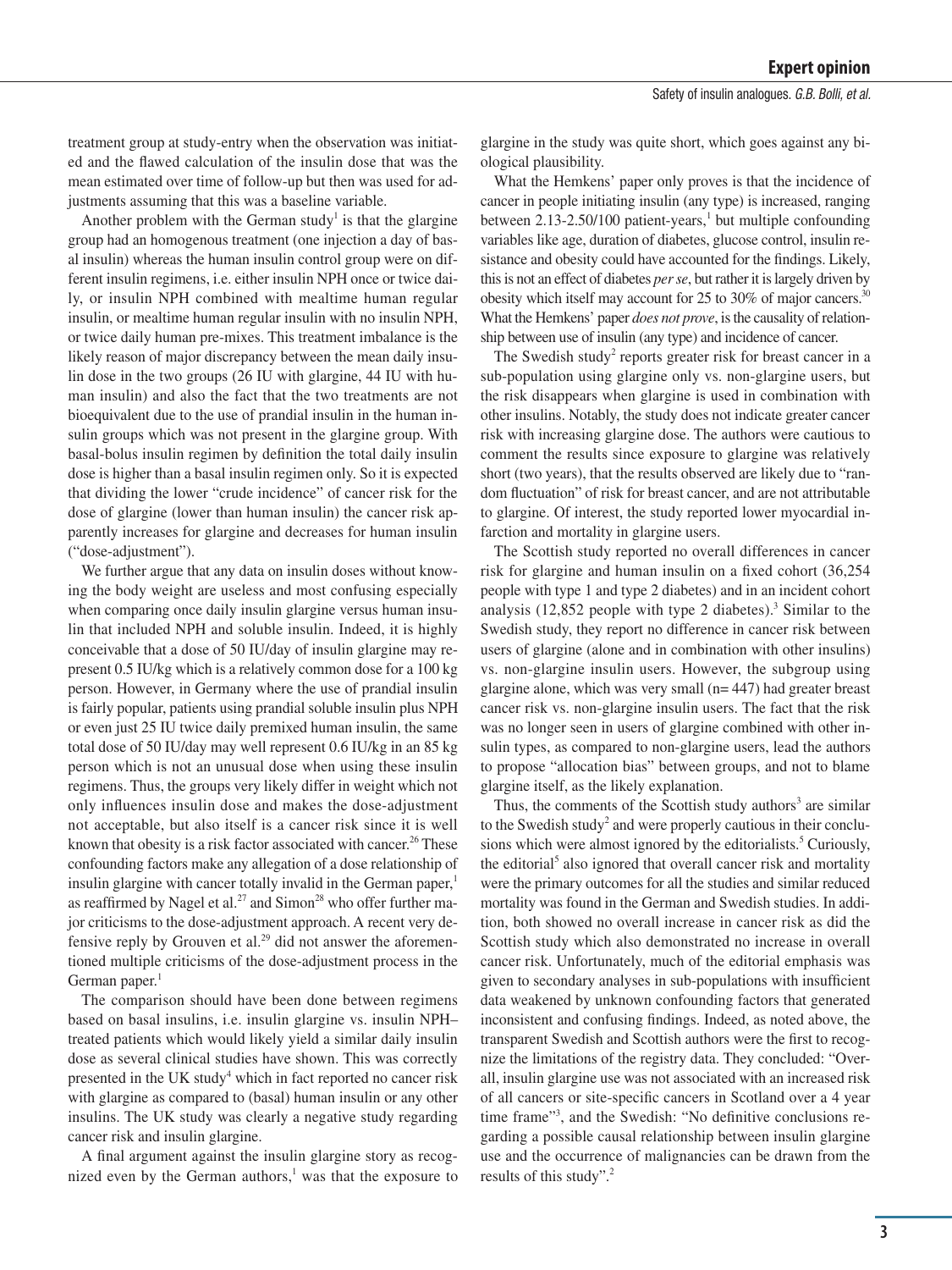treatment group at study-entry when the observation was initiated and the flawed calculation of the insulin dose that was the mean estimated over time of follow-up but then was used for adjustments assuming that this was a baseline variable.

Another problem with the German study[1] is that the glargine group had an homogenous treatment (one injection a day of basal insulin) whereas the human insulin control group were on different insulin regimens, i.e. either insulin NPH once or twice daily, or insulin NPH combined with mealtime human regular insulin, or mealtime human regular insulin with no insulin NPH, or twice daily human pre-mixes. This treatment imbalance is the likely reason of major discrepancy between the mean daily insulin dose in the two groups (26 IU with glargine, 44 IU with human insulin) and also the fact that the two treatments are not bioequivalent due to the use of prandial insulin in the human insulin groups which was not present in the glargine group. With basal-bolus insulin regimen by definition the total daily insulin dose is higher than a basal insulin regimen only. So it is expected that dividing the lower "crude incidence" of cancer risk for the dose of glargine (lower than human insulin) the cancer risk apparently increases for glargine and decreases for human insulin ("dose-adjustment").

We further argue that any data on insulin doses without knowing the body weight are useless and most confusing especially when comparing once daily insulin glargine versus human insulin that included NPH and soluble insulin. Indeed, it is highly conceivable that a dose of 50 IU/day of insulin glargine may represent 0.5 IU/kg which is a relatively common dose for a 100 kg person. However, in Germany where the use of prandial insulin is fairly popular, patients using prandial soluble insulin plus NPH or even just 25 IU twice daily premixed human insulin, the same total dose of 50 IU/day may well represent 0.6 IU/kg in an 85 kg person which is not an unusual dose when using these insulin regimens. Thus, the groups very likely differ in weight which not only influences insulin dose and makes the dose-adjustment not acceptable, but also itself is a cancer risk since it is well known that obesity is a risk factor associated with cancer.[26] These confounding factors make any allegation of a dose relationship of insulin glargine with cancer totally invalid in the German paper,[1] as reaffirmed by Nagel et al.[27] and Simon[28] who offer further major criticisms to the dose-adjustment approach. A recent very defensive reply by Grouven et al.[29] did not answer the aforementioned multiple criticisms of the dose-adjustment process in the German paper.[1]

The comparison should have been done between regimens based on basal insulins, i.e. insulin glargine vs. insulin NPH–treated patients which would likely yield a similar daily insulin dose as several clinical studies have shown. This was correctly presented in the UK study[4] which in fact reported no cancer risk with glargine as compared to (basal) human insulin or any other insulins. The UK study was clearly a negative study regarding cancer risk and insulin glargine.

A final argument against the insulin glargine story as recognized even by the German authors,[1] was that the exposure to glargine in the study was quite short, which goes against any biological plausibility.

What the Hemkens' paper only proves is that the incidence of cancer in people initiating insulin (any type) is increased, ranging between 2.13-2.50/100 patient-years,[1] but multiple confounding variables like age, duration of diabetes, glucose control, insulin resistance and obesity could have accounted for the findings. Likely, this is not an effect of diabetes *per se*, but rather it is largely driven by obesity which itself may account for 25 to 30% of major cancers.[30] What the Hemkens' paper *does not prove*, is the causality of relationship between use of insulin (any type) and incidence of cancer.

The Swedish study[2] reports greater risk for breast cancer in a sub-population using glargine only vs. non-glargine users, but the risk disappears when glargine is used in combination with other insulins. Notably, the study does not indicate greater cancer risk with increasing glargine dose. The authors were cautious to comment the results since exposure to glargine was relatively short (two years), that the results observed are likely due to "random fluctuation" of risk for breast cancer, and are not attributable to glargine. Of interest, the study reported lower myocardial infarction and mortality in glargine users.

The Scottish study reported no overall differences in cancer risk for glargine and human insulin on a fixed cohort (36,254 people with type 1 and type 2 diabetes) and in an incident cohort analysis (12,852 people with type 2 diabetes).[3] Similar to the Swedish study, they report no difference in cancer risk between users of glargine (alone and in combination with other insulins) vs. non-glargine insulin users. However, the subgroup using glargine alone, which was very small (n= 447) had greater breast cancer risk vs. non-glargine insulin users. The fact that the risk was no longer seen in users of glargine combined with other insulin types, as compared to non-glargine users, lead the authors to propose "allocation bias" between groups, and not to blame glargine itself, as the likely explanation.

Thus, the comments of the Scottish study authors[3] are similar to the Swedish study[2] and were properly cautious in their conclusions which were almost ignored by the editorialists.[5] Curiously, the editorial[5] also ignored that overall cancer risk and mortality were the primary outcomes for all the studies and similar reduced mortality was found in the German and Swedish studies. In addition, both showed no overall increase in cancer risk as did the Scottish study which also demonstrated no increase in overall cancer risk. Unfortunately, much of the editorial emphasis was given to secondary analyses in sub-populations with insufficient data weakened by unknown confounding factors that generated inconsistent and confusing findings. Indeed, as noted above, the transparent Swedish and Scottish authors were the first to recognize the limitations of the registry data. They concluded: "Overall, insulin glargine use was not associated with an increased risk of all cancers or site-specific cancers in Scotland over a 4 year time frame"[3], and the Swedish: "No definitive conclusions regarding a possible causal relationship between insulin glargine use and the occurrence of malignancies can be drawn from the results of this study".[2]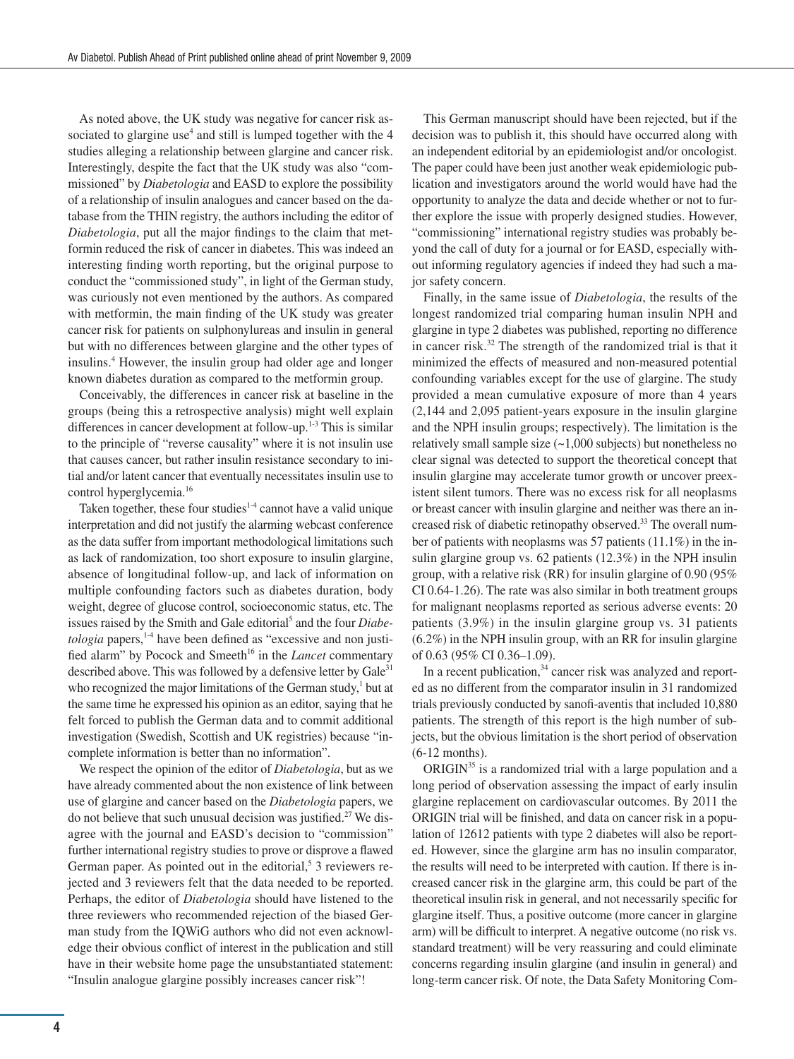As noted above, the UK study was negative for cancer risk associated to glargine use[4] and still is lumped together with the 4 studies alleging a relationship between glargine and cancer risk. Interestingly, despite the fact that the UK study was also "commissioned" by *Diabetologia* and EASD to explore the possibility of a relationship of insulin analogues and cancer based on the database from the THIN registry, the authors including the editor of *Diabetologia*, put all the major findings to the claim that metformin reduced the risk of cancer in diabetes. This was indeed an interesting finding worth reporting, but the original purpose to conduct the "commissioned study", in light of the German study, was curiously not even mentioned by the authors. As compared with metformin, the main finding of the UK study was greater cancer risk for patients on sulphonylureas and insulin in general but with no differences between glargine and the other types of insulins.[4] However, the insulin group had older age and longer known diabetes duration as compared to the metformin group.

Conceivably, the differences in cancer risk at baseline in the groups (being this a retrospective analysis) might well explain differences in cancer development at follow-up.[1-3] This is similar to the principle of "reverse causality" where it is not insulin use that causes cancer, but rather insulin resistance secondary to initial and/or latent cancer that eventually necessitates insulin use to control hyperglycemia.[16]

Taken together, these four studies[1-4] cannot have a valid unique interpretation and did not justify the alarming webcast conference as the data suffer from important methodological limitations such as lack of randomization, too short exposure to insulin glargine, absence of longitudinal follow-up, and lack of information on multiple confounding factors such as diabetes duration, body weight, degree of glucose control, socioeconomic status, etc. The issues raised by the Smith and Gale editorial[5] and the four *Diabetologia* papers,[1-4] have been defined as "excessive and non justified alarm" by Pocock and Smeeth[16] in the *Lancet* commentary described above. This was followed by a defensive letter by Gale[31] who recognized the major limitations of the German study,[1] but at the same time he expressed his opinion as an editor, saying that he felt forced to publish the German data and to commit additional investigation (Swedish, Scottish and UK registries) because "incomplete information is better than no information".

We respect the opinion of the editor of *Diabetologia*, but as we have already commented about the non existence of link between use of glargine and cancer based on the *Diabetologia* papers, we do not believe that such unusual decision was justified.[27] We disagree with the journal and EASD's decision to "commission" further international registry studies to prove or disprove a flawed German paper. As pointed out in the editorial,[5] 3 reviewers rejected and 3 reviewers felt that the data needed to be reported. Perhaps, the editor of *Diabetologia* should have listened to the three reviewers who recommended rejection of the biased German study from the IQWiG authors who did not even acknowledge their obvious conflict of interest in the publication and still have in their website home page the unsubstantiated statement: "Insulin analogue glargine possibly increases cancer risk"!

This German manuscript should have been rejected, but if the decision was to publish it, this should have occurred along with an independent editorial by an epidemiologist and/or oncologist. The paper could have been just another weak epidemiologic publication and investigators around the world would have had the opportunity to analyze the data and decide whether or not to further explore the issue with properly designed studies. However, "commissioning" international registry studies was probably beyond the call of duty for a journal or for EASD, especially without informing regulatory agencies if indeed they had such a major safety concern.

Finally, in the same issue of *Diabetologia*, the results of the longest randomized trial comparing human insulin NPH and glargine in type 2 diabetes was published, reporting no difference in cancer risk.[32] The strength of the randomized trial is that it minimized the effects of measured and non-measured potential confounding variables except for the use of glargine. The study provided a mean cumulative exposure of more than 4 years (2,144 and 2,095 patient-years exposure in the insulin glargine and the NPH insulin groups; respectively). The limitation is the relatively small sample size (~1,000 subjects) but nonetheless no clear signal was detected to support the theoretical concept that insulin glargine may accelerate tumor growth or uncover preexistent silent tumors. There was no excess risk for all neoplasms or breast cancer with insulin glargine and neither was there an increased risk of diabetic retinopathy observed.[33] The overall number of patients with neoplasms was 57 patients (11.1%) in the insulin glargine group vs. 62 patients (12.3%) in the NPH insulin group, with a relative risk (RR) for insulin glargine of 0.90 (95% CI 0.64-1.26). The rate was also similar in both treatment groups for malignant neoplasms reported as serious adverse events: 20 patients (3.9%) in the insulin glargine group vs. 31 patients (6.2%) in the NPH insulin group, with an RR for insulin glargine of 0.63 (95% CI 0.36–1.09).

In a recent publication,[34] cancer risk was analyzed and reported as no different from the comparator insulin in 31 randomized trials previously conducted by sanofi-aventis that included 10,880 patients. The strength of this report is the high number of subjects, but the obvious limitation is the short period of observation (6-12 months).

ORIGIN[35] is a randomized trial with a large population and a long period of observation assessing the impact of early insulin glargine replacement on cardiovascular outcomes. By 2011 the ORIGIN trial will be finished, and data on cancer risk in a population of 12612 patients with type 2 diabetes will also be reported. However, since the glargine arm has no insulin comparator, the results will need to be interpreted with caution. If there is increased cancer risk in the glargine arm, this could be part of the theoretical insulin risk in general, and not necessarily specific for glargine itself. Thus, a positive outcome (more cancer in glargine arm) will be difficult to interpret. A negative outcome (no risk vs. standard treatment) will be very reassuring and could eliminate concerns regarding insulin glargine (and insulin in general) and long-term cancer risk. Of note, the Data Safety Monitoring Com-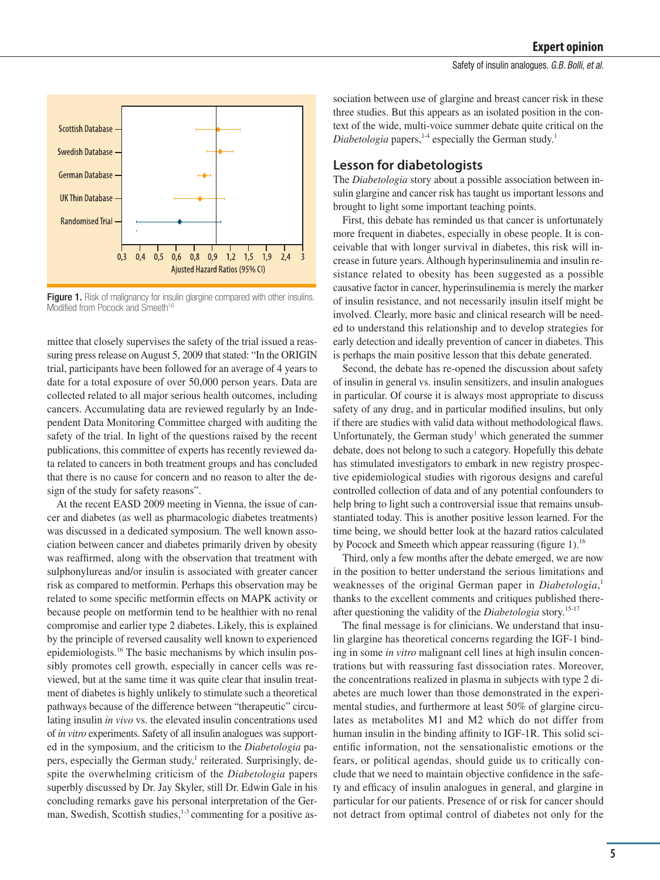Figure 1. Risk of malignancy for insulin glargine compared with other insulins. Modified from Pocock and Smeeth[16]

mittee that closely supervises the safety of the trial issued a reassuring press release on August 5, 2009 that stated: "In the ORIGIN trial, participants have been followed for an average of 4 years to date for a total exposure of over 50,000 person years. Data are collected related to all major serious health outcomes, including cancers. Accumulating data are reviewed regularly by an Independent Data Monitoring Committee charged with auditing the safety of the trial. In light of the questions raised by the recent publications, this committee of experts has recently reviewed data related to cancers in both treatment groups and has concluded that there is no cause for concern and no reason to alter the design of the study for safety reasons".

At the recent EASD 2009 meeting in Vienna, the issue of cancer and diabetes (as well as pharmacologic diabetes treatments) was discussed in a dedicated symposium. The well known association between cancer and diabetes primarily driven by obesity was reaffirmed, along with the observation that treatment with sulphonylureas and/or insulin is associated with greater cancer risk as compared to metformin. Perhaps this observation may be related to some specific metformin effects on MAPK activity or because people on metformin tend to be healthier with no renal compromise and earlier type 2 diabetes. Likely, this is explained by the principle of reversed causality well known to experienced epidemiologists.[16] The basic mechanisms by which insulin possibly promotes cell growth, especially in cancer cells was reviewed, but at the same time it was quite clear that insulin treatment of diabetes is highly unlikely to stimulate such a theoretical pathways because of the difference between "therapeutic" circulating insulin *in vivo* vs. the elevated insulin concentrations used of *in vitro* experiments. Safety of all insulin analogues was supported in the symposium, and the criticism to the *Diabetologia* papers, especially the German study,[1] reiterated. Surprisingly, despite the overwhelming criticism of the *Diabetologia* papers superbly discussed by Dr. Jay Skyler, still Dr. Edwin Gale in his concluding remarks gave his personal interpretation of the German, Swedish, Scottish studies,[1-3] commenting for a positive association between use of glargine and breast cancer risk in these three studies. But this appears as an isolated position in the context of the wide, multi-voice summer debate quite critical on the *Diabetologia* papers,[1-4] especially the German study.[1]

## Lesson for diabetologists

The *Diabetologia* story about a possible association between insulin glargine and cancer risk has taught us important lessons and brought to light some important teaching points.

First, this debate has reminded us that cancer is unfortunately more frequent in diabetes, especially in obese people. It is conceivable that with longer survival in diabetes, this risk will increase in future years. Although hyperinsulinemia and insulin resistance related to obesity has been suggested as a possible causative factor in cancer, hyperinsulinemia is merely the marker of insulin resistance, and not necessarily insulin itself might be involved. Clearly, more basic and clinical research will be needed to understand this relationship and to develop strategies for early detection and ideally prevention of cancer in diabetes. This is perhaps the main positive lesson that this debate generated.

Second, the debate has re-opened the discussion about safety of insulin in general vs. insulin sensitizers, and insulin analogues in particular. Of course it is always most appropriate to discuss safety of any drug, and in particular modified insulins, but only if there are studies with valid data without methodological flaws. Unfortunately, the German study[1] which generated the summer debate, does not belong to such a category. Hopefully this debate has stimulated investigators to embark in new registry prospective epidemiological studies with rigorous designs and careful controlled collection of data and of any potential confounders to help bring to light such a controversial issue that remains unsubstantiated today. This is another positive lesson learned. For the time being, we should better look at the hazard ratios calculated by Pocock and Smeeth which appear reassuring (figure 1).[16]

Third, only a few months after the debate emerged, we are now in the position to better understand the serious limitations and weaknesses of the original German paper in *Diabetologia*,[1] thanks to the excellent comments and critiques published thereafter questioning the validity of the *Diabetologia* story.[15-17]

The final message is for clinicians. We understand that insulin glargine has theoretical concerns regarding the IGF-1 binding in some *in vitro* malignant cell lines at high insulin concentrations but with reassuring fast dissociation rates. Moreover, the concentrations realized in plasma in subjects with type 2 diabetes are much lower than those demonstrated in the experimental studies, and furthermore at least 50% of glargine circulates as metabolites M1 and M2 which do not differ from human insulin in the binding affinity to IGF-1R. This solid scientific information, not the sensationalistic emotions or the fears, or political agendas, should guide us to critically conclude that we need to maintain objective confidence in the safety and efficacy of insulin analogues in general, and glargine in particular for our patients. Presence of or risk for cancer should not detract from optimal control of diabetes not only for the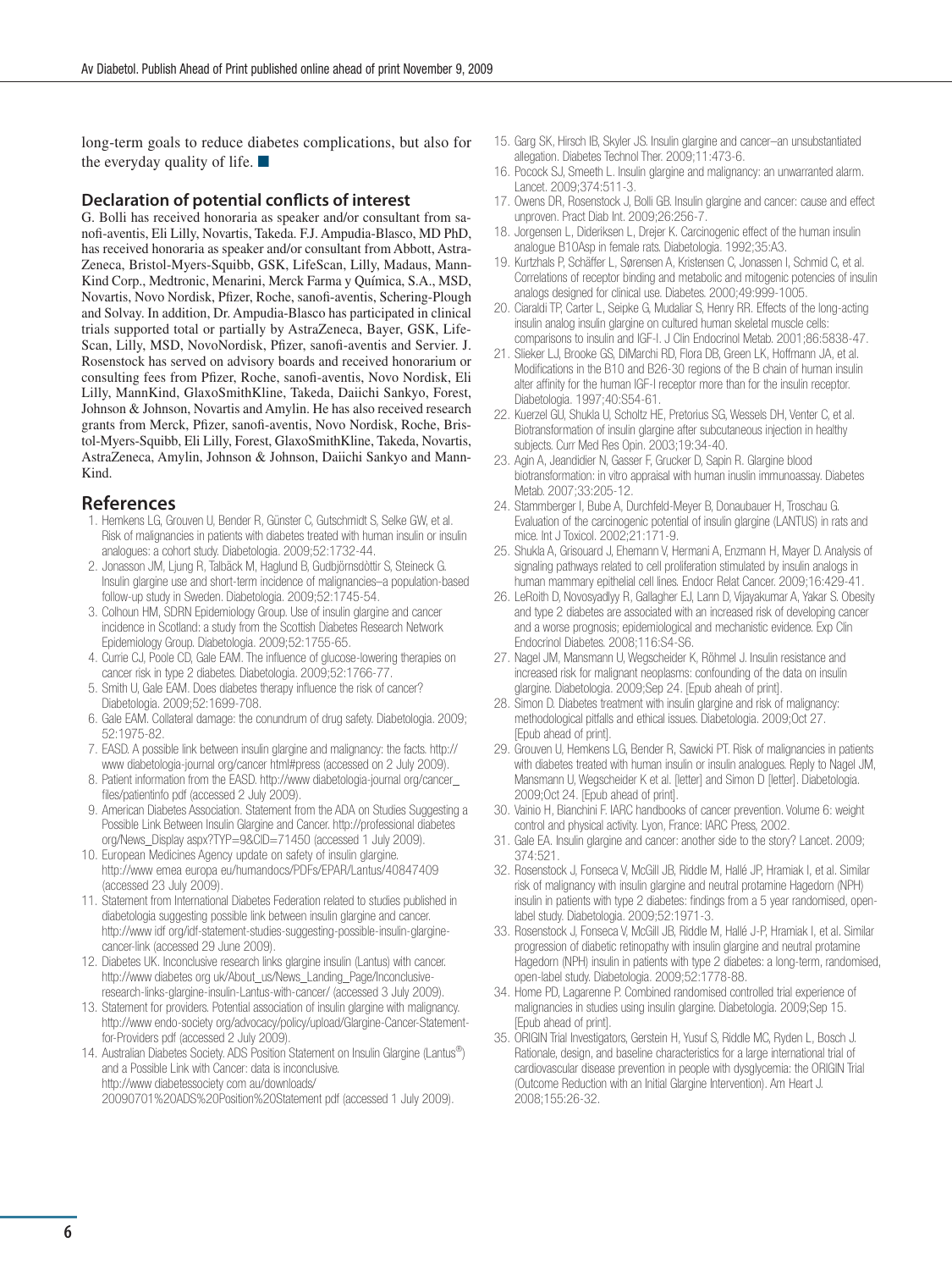long-term goals to reduce diabetes complications, but also for the everyday quality of life. ■

## Declaration of potential conflicts of interest

G. Bolli has received honoraria as speaker and/or consultant from sanofi-aventis, Eli Lilly, Novartis, Takeda. F.J. Ampudia-Blasco, MD PhD, has received honoraria as speaker and/or consultant from Abbott, AstraZeneca, Bristol-Myers-Squibb, GSK, LifeScan, Lilly, Madaus, MannKind Corp., Medtronic, Menarini, Merck Farma y Química, S.A., MSD, Novartis, Novo Nordisk, Pfizer, Roche, sanofi-aventis, Schering-Plough and Solvay. In addition, Dr. Ampudia-Blasco has participated in clinical trials supported total or partially by AstraZeneca, Bayer, GSK, LifeScan, Lilly, MSD, NovoNordisk, Pfizer, sanofi-aventis and Servier. J. Rosenstock has served on advisory boards and received honorarium or consulting fees from Pfizer, Roche, sanofi-aventis, Novo Nordisk, Eli Lilly, MannKind, GlaxoSmithKline, Takeda, Daiichi Sankyo, Forest, Johnson & Johnson, Novartis and Amylin. He has also received research grants from Merck, Pfizer, sanofi-aventis, Novo Nordisk, Roche, Bristol-Myers-Squibb, Eli Lilly, Forest, GlaxoSmithKline, Takeda, Novartis, AstraZeneca, Amylin, Johnson & Johnson, Daiichi Sankyo and MannKind.

## References

1. Hemkens LG, Grouven U, Bender R, Günster C, Gutschmidt S, Selke GW, et al. Risk of malignancies in patients with diabetes treated with human insulin or insulin analogues: a cohort study. Diabetologia. 2009;52:1732-44.
2. Jonasson JM, Ljung R, Talbäck M, Haglund B, Gudbjörnsdòttir S, Steineck G. Insulin glargine use and short-term incidence of malignancies–a population-based follow-up study in Sweden. Diabetologia. 2009;52:1745-54.
3. Colhoun HM, SDRN Epidemiology Group. Use of insulin glargine and cancer incidence in Scotland: a study from the Scottish Diabetes Research Network Epidemiology Group. Diabetologia. 2009;52:1755-65.
4. Currie CJ, Poole CD, Gale EAM. The influence of glucose-lowering therapies on cancer risk in type 2 diabetes. Diabetologia. 2009;52:1766-77.
5. Smith U, Gale EAM. Does diabetes therapy influence the risk of cancer? Diabetologia. 2009;52:1699-708.
6. Gale EAM. Collateral damage: the conundrum of drug safety. Diabetologia. 2009; 52:1975-82.
7. EASD. A possible link between insulin glargine and malignancy: the facts. http://www diabetologia-journal org/cancer html#press (accessed on 2 July 2009).
8. Patient information from the EASD. http://www diabetologia-journal org/cancer_files/patientinfo pdf (accessed 2 July 2009).
9. American Diabetes Association. Statement from the ADA on Studies Suggesting a Possible Link Between Insulin Glargine and Cancer. http://professional diabetes org/News_Display aspx?TYP=9&CID=71450 (accessed 1 July 2009).
10. European Medicines Agency update on safety of insulin glargine. http://www emea europa eu/humandocs/PDFs/EPAR/Lantus/40847409 (accessed 23 July 2009).
11. Statement from International Diabetes Federation related to studies published in diabetologia suggesting possible link between insulin glargine and cancer. http://www idf org/idf-statement-studies-suggesting-possible-insulin-glargine-cancer-link (accessed 29 June 2009).
12. Diabetes UK. Inconclusive research links glargine insulin (Lantus) with cancer. http://www diabetes org uk/About_us/News_Landing_Page/Inconclusive-research-links-glargine-insulin-Lantus-with-cancer/ (accessed 3 July 2009).
13. Statement for providers. Potential association of insulin glargine with malignancy. http://www endo-society org/advocacy/policy/upload/Glargine-Cancer-Statement-for-Providers pdf (accessed 2 July 2009).
14. Australian Diabetes Society. ADS Position Statement on Insulin Glargine (Lantus®) and a Possible Link with Cancer: data is inconclusive. http://www diabetessociety com au/downloads/ 20090701%20ADS%20Position%20Statement pdf (accessed 1 July 2009).
15. Garg SK, Hirsch IB, Skyler JS. Insulin glargine and cancer–an unsubstantiated allegation. Diabetes Technol Ther. 2009;11:473-6.
16. Pocock SJ, Smeeth L. Insulin glargine and malignancy: an unwarranted alarm. Lancet. 2009;374:511-3.
17. Owens DR, Rosenstock J, Bolli GB. Insulin glargine and cancer: cause and effect unproven. Pract Diab Int. 2009;26:256-7.
18. Jorgensen L, Dideriksen L, Drejer K. Carcinogenic effect of the human insulin analogue B10Asp in female rats. Diabetologia. 1992;35:A3.
19. Kurtzhals P, Schäffer L, Sørensen A, Kristensen C, Jonassen I, Schmid C, et al. Correlations of receptor binding and metabolic and mitogenic potencies of insulin analogs designed for clinical use. Diabetes. 2000;49:999-1005.
20. Ciaraldi TP, Carter L, Seipke G, Mudaliar S, Henry RR. Effects of the long-acting insulin analog insulin glargine on cultured human skeletal muscle cells: comparisons to insulin and IGF-I. J Clin Endocrinol Metab. 2001;86:5838-47.
21. Slieker LJ, Brooke GS, DiMarchi RD, Flora DB, Green LK, Hoffmann JA, et al. Modifications in the B10 and B26-30 regions of the B chain of human insulin alter affinity for the human IGF-I receptor more than for the insulin receptor. Diabetologia. 1997;40:S54-61.
22. Kuerzel GU, Shukla U, Scholtz HE, Pretorius SG, Wessels DH, Venter C, et al. Biotransformation of insulin glargine after subcutaneous injection in healthy subjects. Curr Med Res Opin. 2003;19:34-40.
23. Agin A, Jeandidier N, Gasser F, Grucker D, Sapin R. Glargine blood biotransformation: in vitro appraisal with human insulin immunoassay. Diabetes Metab. 2007;33:205-12.
24. Stammberger I, Bube A, Durchfeld-Meyer B, Donaubauer H, Troschau G. Evaluation of the carcinogenic potential of insulin glargine (LANTUS) in rats and mice. Int J Toxicol. 2002;21:171-9.
25. Shukla A, Grisouard J, Ehemann V, Hermani A, Enzmann H, Mayer D. Analysis of signaling pathways related to cell proliferation stimulated by insulin analogs in human mammary epithelial cell lines. Endocr Relat Cancer. 2009;16:429-41.
26. LeRoith D, Novosyadlyy R, Gallagher EJ, Lann D, Vijayakumar A, Yakar S. Obesity and type 2 diabetes are associated with an increased risk of developing cancer and a worse prognosis; epidemiological and mechanistic evidence. Exp Clin Endocrinol Diabetes. 2008;116:S4-S6.
27. Nagel JM, Mansmann U, Wegscheider K, Röhmel J. Insulin resistance and increased risk for malignant neoplasms: confounding of the data on insulin glargine. Diabetologia. 2009;Sep 24. [Epub aheah of print].
28. Simon D. Diabetes treatment with insulin glargine and risk of malignancy: methodological pitfalls and ethical issues. Diabetologia. 2009;Oct 27. [Epub ahead of print].
29. Grouven U, Hemkens LG, Bender R, Sawicki PT. Risk of malignancies in patients with diabetes treated with human insulin or insulin analogues. Reply to Nagel JM, Mansmann U, Wegscheider K et al. [letter] and Simon D [letter]. Diabetologia. 2009;Oct 24. [Epub ahead of print].
30. Vainio H, Bianchini F. IARC handbooks of cancer prevention. Volume 6: weight control and physical activity. Lyon, France: IARC Press, 2002.
31. Gale EA. Insulin glargine and cancer: another side to the story? Lancet. 2009; 374:521.
32. Rosenstock J, Fonseca V, McGill JB, Riddle M, Hallé JP, Hramiak I, et al. Similar risk of malignancy with insulin glargine and neutral protamine Hagedorn (NPH) insulin in patients with type 2 diabetes: findings from a 5 year randomised, open-label study. Diabetologia. 2009;52:1971-3.
33. Rosenstock J, Fonseca V, McGill JB, Riddle M, Hallé J-P, Hramiak I, et al. Similar progression of diabetic retinopathy with insulin glargine and neutral protamine Hagedorn (NPH) insulin in patients with type 2 diabetes: a long-term, randomised, open-label study. Diabetologia. 2009;52:1778-88.
34. Home PD, Lagarenne P. Combined randomised controlled trial experience of malignancies in studies using insulin glargine. Diabetologia. 2009;Sep 15. [Epub ahead of print].
35. ORIGIN Trial Investigators, Gerstein H, Yusuf S, Riddle MC, Ryden L, Bosch J. Rationale, design, and baseline characteristics for a large international trial of cardiovascular disease prevention in people with dysglycemia: the ORIGIN Trial (Outcome Reduction with an Initial Glargine Intervention). Am Heart J. 2008;155:26-32.